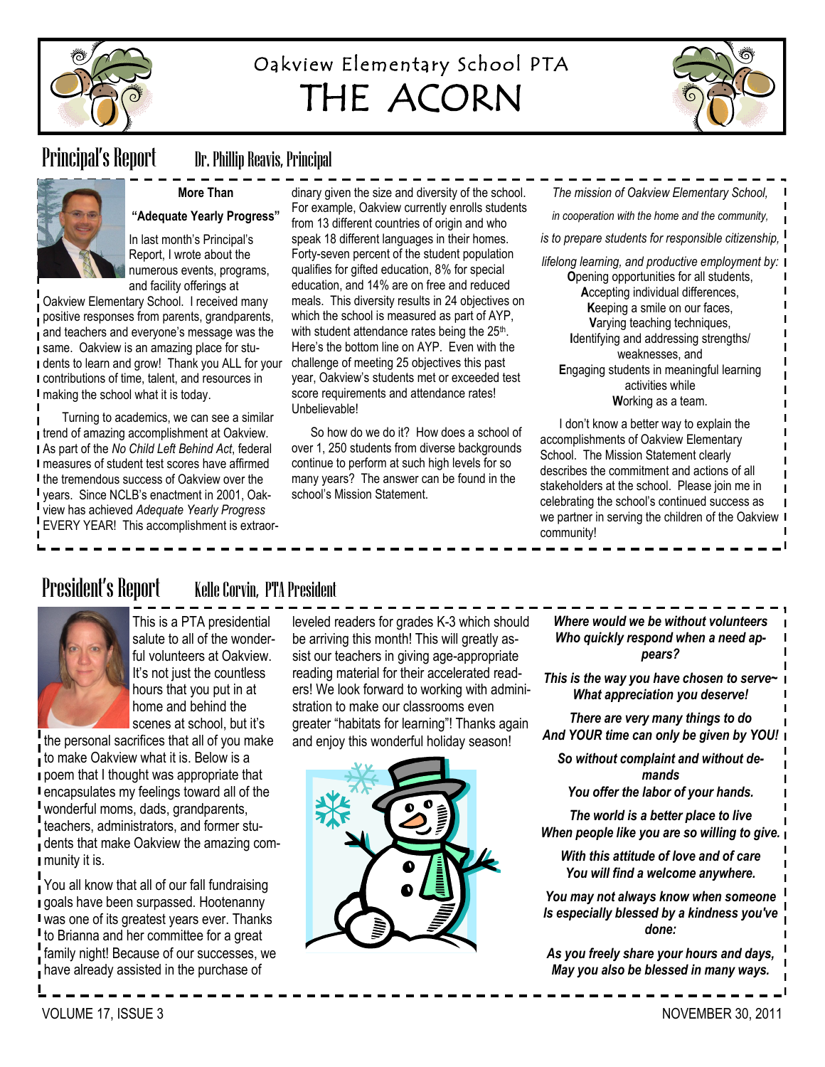# Oakview Elementary School PTA

# THE ACORN

## Principal's Report

Dr. Phillip Reavis, Principal

**More Than "Adequate Yearly Progress"**

In last month's Principal's Report, I wrote about the numerous events, programs, and facility offerings at Oakview Elementary School. I received many positive responses from parents, grandparents, and teachers and everyone's message was the same. Oakview is an amazing place for students to learn and grow! Thank you ALL for your contributions of time, talent, and resources in making the school what it is today.

Turning to academics, we can see a similar trend of amazing accomplishment at Oakview. As part of the *No Child Left Behind Act*, federal measures of student test scores have affirmed the tremendous success of Oakview over the years. Since NCLB's enactment in 2001, Oakview has achieved *Adequate Yearly Progress* EVERY YEAR! This accomplishment is extraordinary given the size and diversity of the school. For example, Oakview currently enrolls students from 13 different countries of origin and who speak 18 different languages in their homes. Forty-seven percent of the student population qualifies for gifted education, 8% for special education, and 14% are on free and reduced meals. This diversity results in 24 objectives on which the school is measured as part of AYP, with student attendance rates being the 25th. Here's the bottom line on AYP. Even with the challenge of meeting 25 objectives this past year, Oakview's students met or exceeded test score requirements and attendance rates! Unbelievable!

So how do we do it? How does a school of over 1, 250 students from diverse backgrounds continue to perform at such high levels for so many years? The answer can be found in the school's Mission Statement.

*The mission of Oakview Elementary School,*

*in cooperation with the home and the community,*

*is to prepare students for responsible citizenship,*

*lifelong learning, and productive employment by:*

**O**pening opportunities for all students,
**A**ccepting individual differences,
**K**eeping a smile on our faces,
**V**arying teaching techniques,
**I**dentifying and addressing strengths/ weaknesses, and
**E**ngaging students in meaningful learning activities while
**W**orking as a team.

I don't know a better way to explain the accomplishments of Oakview Elementary School. The Mission Statement clearly describes the commitment and actions of all stakeholders at the school. Please join me in celebrating the school's continued success as we partner in serving the children of the Oakview community!

## President's Report

Kelle Corvin, PTA President

This is a PTA presidential salute to all of the wonderful volunteers at Oakview. It's not just the countless hours that you put in at home and behind the scenes at school, but it's the personal sacrifices that all of you make to make Oakview what it is. Below is a poem that I thought was appropriate that encapsulates my feelings toward all of the wonderful moms, dads, grandparents, teachers, administrators, and former students that make Oakview the amazing community it is.

You all know that all of our fall fundraising goals have been surpassed. Hootenanny was one of its greatest years ever. Thanks to Brianna and her committee for a great family night! Because of our successes, we have already assisted in the purchase of leveled readers for grades K-3 which should be arriving this month! This will greatly assist our teachers in giving age-appropriate reading material for their accelerated readers! We look forward to working with administration to make our classrooms even greater "habitats for learning"! Thanks again and enjoy this wonderful holiday season!

***Where would we be without volunteers
Who quickly respond when a need appears?***

***This is the way you have chosen to serve~
What appreciation you deserve!***

***There are very many things to do
And YOUR time can only be given by YOU!***

***So without complaint and without demands
You offer the labor of your hands.***

***The world is a better place to live
When people like you are so willing to give.***

***With this attitude of love and of care
You will find a welcome anywhere.***

***You may not always know when someone
Is especially blessed by a kindness you've done:***

***As you freely share your hours and days,
May you also be blessed in many ways.***

VOLUME 17, ISSUE 3 — NOVEMBER 30, 2011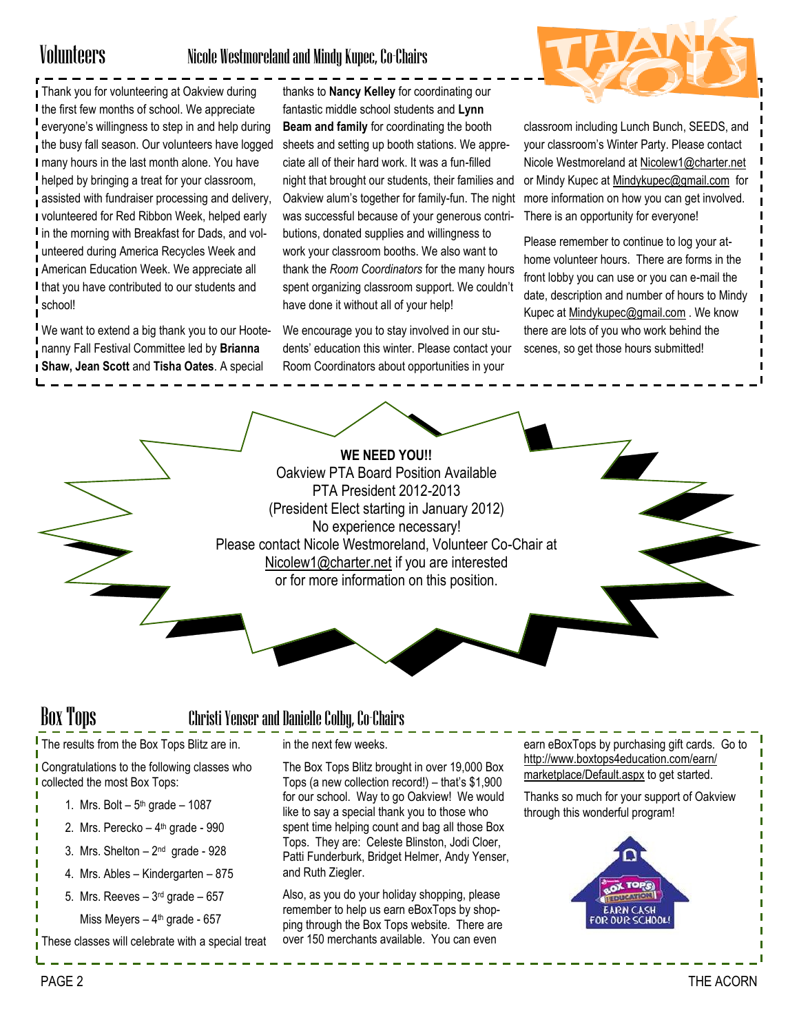## Volunteers

### Nicole Westmoreland and Mindy Kupec, Co-Chairs

Thank you for volunteering at Oakview during the first few months of school. We appreciate everyone's willingness to step in and help during the busy fall season. Our volunteers have logged many hours in the last month alone. You have helped by bringing a treat for your classroom, assisted with fundraiser processing and delivery, volunteered for Red Ribbon Week, helped early in the morning with Breakfast for Dads, and volunteered during America Recycles Week and American Education Week. We appreciate all that you have contributed to our students and school!

We want to extend a big thank you to our Hootenanny Fall Festival Committee led by **Brianna Shaw, Jean Scott** and **Tisha Oates**. A special thanks to **Nancy Kelley** for coordinating our fantastic middle school students and **Lynn Beam and family** for coordinating the booth sheets and setting up booth stations. We appreciate all of their hard work. It was a fun-filled night that brought our students, their families and Oakview alum's together for family-fun. The night was successful because of your generous contributions, donated supplies and willingness to work your classroom booths. We also want to thank the *Room Coordinators* for the many hours spent organizing classroom support. We couldn't have done it without all of your help!

We encourage you to stay involved in our students' education this winter. Please contact your Room Coordinators about opportunities in your classroom including Lunch Bunch, SEEDS, and your classroom's Winter Party. Please contact Nicole Westmoreland at Nicolew1@charter.net or Mindy Kupec at Mindykupec@gmail.com for more information on how you can get involved. There is an opportunity for everyone!

Please remember to continue to log your at-home volunteer hours. There are forms in the front lobby you can use or you can e-mail the date, description and number of hours to Mindy Kupec at Mindykupec@gmail.com . We know there are lots of you who work behind the scenes, so get those hours submitted!

THANK YOU

**WE NEED YOU!!**
Oakview PTA Board Position Available
PTA President 2012-2013
(President Elect starting in January 2012)
No experience necessary!
Please contact Nicole Westmoreland, Volunteer Co-Chair at Nicolew1@charter.net if you are interested or for more information on this position.

## Box Tops

### Christi Yenser and Danielle Colby, Co-Chairs

The results from the Box Tops Blitz are in.

Congratulations to the following classes who collected the most Box Tops:

1. Mrs. Bolt – 5th grade – 1087
2. Mrs. Perecko – 4th grade - 990
3. Mrs. Shelton – 2nd grade - 928
4. Mrs. Ables – Kindergarten – 875
5. Mrs. Reeves – 3rd grade – 657

   Miss Meyers – 4th grade - 657

These classes will celebrate with a special treat in the next few weeks.

The Box Tops Blitz brought in over 19,000 Box Tops (a new collection record!) – that's $1,900 for our school. Way to go Oakview! We would like to say a special thank you to those who spent time helping count and bag all those Box Tops. They are: Celeste Blinston, Jodi Cloer, Patti Funderburk, Bridget Helmer, Andy Yenser, and Ruth Ziegler.

Also, as you do your holiday shopping, please remember to help us earn eBoxTops by shopping through the Box Tops website. There are over 150 merchants available. You can even earn eBoxTops by purchasing gift cards. Go to http://www.boxtops4education.com/earn/marketplace/Default.aspx to get started.

Thanks so much for your support of Oakview through this wonderful program!

BOX TOPS FOR EDUCATION — EARN CASH FOR OUR SCHOOL!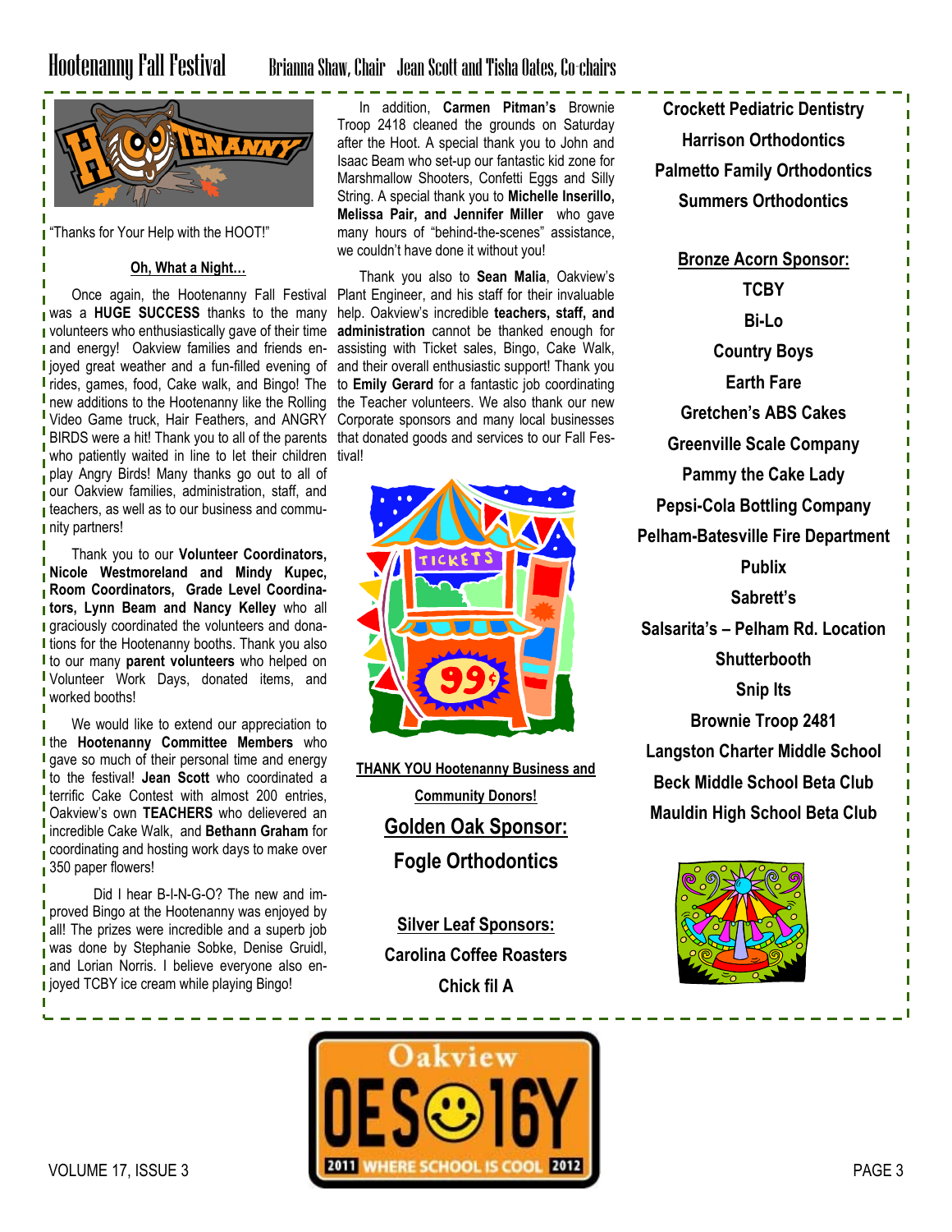# Hootenanny Fall Festival

Brianna Shaw, Chair   Jean Scott and Tisha Oates, Co-chairs

"Thanks for Your Help with the HOOT!"

**Oh, What a Night…**

Once again, the Hootenanny Fall Festival was a **HUGE SUCCESS** thanks to the many volunteers who enthusiastically gave of their time and energy! Oakview families and friends enjoyed great weather and a fun-filled evening of rides, games, food, Cake walk, and Bingo! The new additions to the Hootenanny like the Rolling Video Game truck, Hair Feathers, and ANGRY BIRDS were a hit! Thank you to all of the parents who patiently waited in line to let their children play Angry Birds! Many thanks go out to all of our Oakview families, administration, staff, and teachers, as well as to our business and community partners!

Thank you to our **Volunteer Coordinators, Nicole Westmoreland and Mindy Kupec, Room Coordinators, Grade Level Coordinators, Lynn Beam and Nancy Kelley** who all graciously coordinated the volunteers and donations for the Hootenanny booths. Thank you also to our many **parent volunteers** who helped on Volunteer Work Days, donated items, and worked booths!

We would like to extend our appreciation to the **Hootenanny Committee Members** who gave so much of their personal time and energy to the festival! **Jean Scott** who coordinated a terrific Cake Contest with almost 200 entries, Oakview's own **TEACHERS** who delievered an incredible Cake Walk, and **Bethann Graham** for coordinating and hosting work days to make over 350 paper flowers!

Did I hear B-I-N-G-O? The new and improved Bingo at the Hootenanny was enjoyed by all! The prizes were incredible and a superb job was done by Stephanie Sobke, Denise Gruidl, and Lorian Norris. I believe everyone also enjoyed TCBY ice cream while playing Bingo!

In addition, **Carmen Pitman's** Brownie Troop 2418 cleaned the grounds on Saturday after the Hoot. A special thank you to John and Isaac Beam who set-up our fantastic kid zone for Marshmallow Shooters, Confetti Eggs and Silly String. A special thank you to **Michelle Inserillo, Melissa Pair, and Jennifer Miller** who gave many hours of "behind-the-scenes" assistance, we couldn't have done it without you!

Thank you also to **Sean Malia**, Oakview's Plant Engineer, and his staff for their invaluable help. Oakview's incredible **teachers, staff, and administration** cannot be thanked enough for assisting with Ticket sales, Bingo, Cake Walk, and their overall enthusiastic support! Thank you to **Emily Gerard** for a fantastic job coordinating the Teacher volunteers. We also thank our new Corporate sponsors and many local businesses that donated goods and services to our Fall Festival!

**THANK YOU Hootenanny Business and Community Donors!**

**Golden Oak Sponsor:**

**Fogle Orthodontics**

**Silver Leaf Sponsors:**

**Carolina Coffee Roasters**
**Chick fil A**
**Crockett Pediatric Dentistry**
**Harrison Orthodontics**
**Palmetto Family Orthodontics**
**Summers Orthodontics**

**Bronze Acorn Sponsor:**

**TCBY**
**Bi-Lo**
**Country Boys**
**Earth Fare**
**Gretchen's ABS Cakes**
**Greenville Scale Company**
**Pammy the Cake Lady**
**Pepsi-Cola Bottling Company**
**Pelham-Batesville Fire Department**
**Publix**
**Sabrett's**
**Salsarita's – Pelham Rd. Location**
**Shutterbooth**
**Snip Its**
**Brownie Troop 2481**
**Langston Charter Middle School**
**Beck Middle School Beta Club**
**Mauldin High School Beta Club**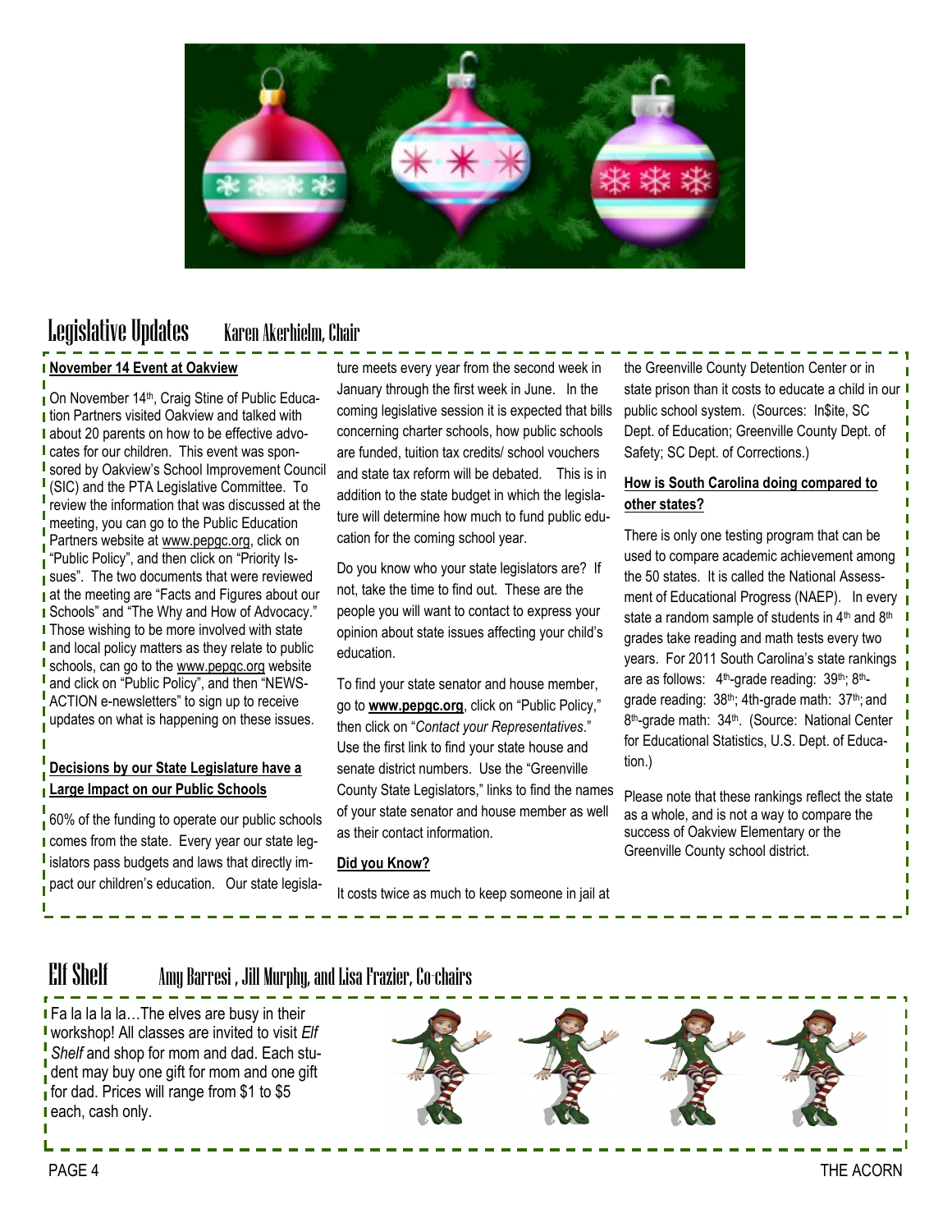## Legislative Updates — Karen Akerhielm, Chair

**November 14 Event at Oakview**

On November 14th, Craig Stine of Public Education Partners visited Oakview and talked with about 20 parents on how to be effective advocates for our children. This event was sponsored by Oakview's School Improvement Council (SIC) and the PTA Legislative Committee. To review the information that was discussed at the meeting, you can go to the Public Education Partners website at www.pepgc.org, click on "Public Policy", and then click on "Priority Issues". The two documents that were reviewed at the meeting are "Facts and Figures about our Schools" and "The Why and How of Advocacy." Those wishing to be more involved with state and local policy matters as they relate to public schools, can go to the www.pepgc.org website and click on "Public Policy", and then "NEWS-ACTION e-newsletters" to sign up to receive updates on what is happening on these issues.

**Decisions by our State Legislature have a Large Impact on our Public Schools**

60% of the funding to operate our public schools comes from the state. Every year our state legislators pass budgets and laws that directly impact our children's education. Our state legislature meets every year from the second week in January through the first week in June. In the coming legislative session it is expected that bills concerning charter schools, how public schools are funded, tuition tax credits/ school vouchers and state tax reform will be debated. This is in addition to the state budget in which the legislature will determine how much to fund public education for the coming school year.

Do you know who your state legislators are? If not, take the time to find out. These are the people you will want to contact to express your opinion about state issues affecting your child's education.

To find your state senator and house member, go to **www.pepgc.org**, click on "Public Policy," then click on "*Contact your Representatives*." Use the first link to find your state house and senate district numbers. Use the "Greenville County State Legislators," links to find the names of your state senator and house member as well as their contact information.

**Did you Know?**

It costs twice as much to keep someone in jail at the Greenville County Detention Center or in state prison than it costs to educate a child in our public school system. (Sources: In$ite, SC Dept. of Education; Greenville County Dept. of Safety; SC Dept. of Corrections.)

**How is South Carolina doing compared to other states?**

There is only one testing program that can be used to compare academic achievement among the 50 states. It is called the National Assessment of Educational Progress (NAEP). In every state a random sample of students in 4th and 8th grades take reading and math tests every two years. For 2011 South Carolina's state rankings are as follows: 4th-grade reading: 39th; 8th-grade reading: 38th; 4th-grade math: 37th; and 8th-grade math: 34th. (Source: National Center for Educational Statistics, U.S. Dept. of Education.)

Please note that these rankings reflect the state as a whole, and is not a way to compare the success of Oakview Elementary or the Greenville County school district.

## Elf Shelf — Amy Barresi , Jill Murphy, and Lisa Frazier, Co-chairs

Fa la la la la…The elves are busy in their workshop! All classes are invited to visit *Elf Shelf* and shop for mom and dad. Each student may buy one gift for mom and one gift for dad. Prices will range from $1 to $5 each, cash only.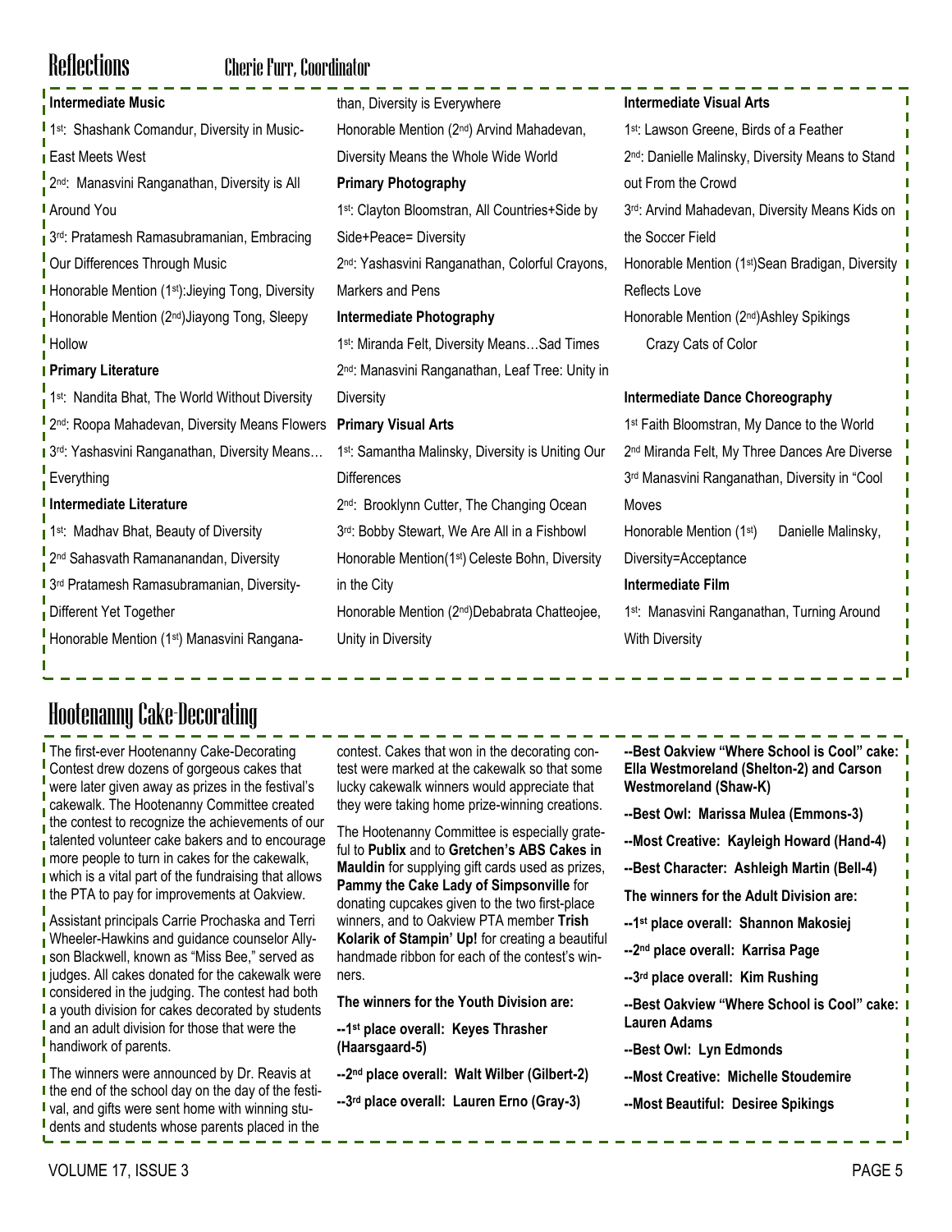## Reflections

Cherie Furr, Coordinator

**Intermediate Music**

1st: Shashank Comandur, Diversity in Music-East Meets West

2nd: Manasvini Ranganathan, Diversity is All Around You

3rd: Pratamesh Ramasubramanian, Embracing Our Differences Through Music

Honorable Mention (1st):Jieying Tong, Diversity

Honorable Mention (2nd)Jiayong Tong, Sleepy Hollow

**Primary Literature**

1st: Nandita Bhat, The World Without Diversity

2nd: Roopa Mahadevan, Diversity Means Flowers

3rd: Yashasvini Ranganathan, Diversity Means… Everything

**Intermediate Literature**

1st: Madhav Bhat, Beauty of Diversity

2nd Sahasvath Ramananandan, Diversity

3rd Pratamesh Ramasubramanian, Diversity-Different Yet Together

Honorable Mention (1st) Manasvini Ranganathan, Diversity is Everywhere

Honorable Mention (2nd) Arvind Mahadevan, Diversity Means the Whole Wide World

**Primary Photography**

1st: Clayton Bloomstran, All Countries+Side by Side+Peace= Diversity

2nd: Yashasvini Ranganathan, Colorful Crayons, Markers and Pens

**Intermediate Photography**

1st: Miranda Felt, Diversity Means…Sad Times

2nd: Manasvini Ranganathan, Leaf Tree: Unity in Diversity

**Primary Visual Arts**

1st: Samantha Malinsky, Diversity is Uniting Our Differences

2nd: Brooklynn Cutter, The Changing Ocean

3rd: Bobby Stewart, We Are All in a Fishbowl

Honorable Mention(1st) Celeste Bohn, Diversity in the City

Honorable Mention (2nd)Debabrata Chatteojee, Unity in Diversity

**Intermediate Visual Arts**

1st: Lawson Greene, Birds of a Feather

2nd: Danielle Malinsky, Diversity Means to Stand out From the Crowd

3rd: Arvind Mahadevan, Diversity Means Kids on the Soccer Field

Honorable Mention (1st)Sean Bradigan, Diversity Reflects Love

Honorable Mention (2nd)Ashley Spikings Crazy Cats of Color

**Intermediate Dance Choreography**

1st Faith Bloomstran, My Dance to the World

2nd Miranda Felt, My Three Dances Are Diverse

3rd Manasvini Ranganathan, Diversity in "Cool Moves

Honorable Mention (1st) Danielle Malinsky, Diversity=Acceptance

**Intermediate Film**

1st: Manasvini Ranganathan, Turning Around With Diversity

## Hootenanny Cake-Decorating

The first-ever Hootenanny Cake-Decorating Contest drew dozens of gorgeous cakes that were later given away as prizes in the festival's cakewalk. The Hootenanny Committee created the contest to recognize the achievements of our talented volunteer cake bakers and to encourage more people to turn in cakes for the cakewalk, which is a vital part of the fundraising that allows the PTA to pay for improvements at Oakview.

Assistant principals Carrie Prochaska and Terri Wheeler-Hawkins and guidance counselor Allyson Blackwell, known as "Miss Bee," served as judges. All cakes donated for the cakewalk were considered in the judging. The contest had both a youth division for cakes decorated by students and an adult division for those that were the handiwork of parents.

The winners were announced by Dr. Reavis at the end of the school day on the day of the festival, and gifts were sent home with winning students and students whose parents placed in the contest. Cakes that won in the decorating contest were marked at the cakewalk so that some lucky cakewalk winners would appreciate that they were taking home prize-winning creations.

The Hootenanny Committee is especially grateful to **Publix** and to **Gretchen's ABS Cakes in Mauldin** for supplying gift cards used as prizes, **Pammy the Cake Lady of Simpsonville** for donating cupcakes given to the two first-place winners, and to Oakview PTA member **Trish Kolarik of Stampin' Up!** for creating a beautiful handmade ribbon for each of the contest's winners.

**The winners for the Youth Division are:**

**--1st place overall: Keyes Thrasher (Haarsgaard-5)**

**--2nd place overall: Walt Wilber (Gilbert-2)**

**--3rd place overall: Lauren Erno (Gray-3)**

**--Best Oakview "Where School is Cool" cake: Ella Westmoreland (Shelton-2) and Carson Westmoreland (Shaw-K)**

**--Best Owl: Marissa Mulea (Emmons-3)**

**--Most Creative: Kayleigh Howard (Hand-4)**

**--Best Character: Ashleigh Martin (Bell-4)**

**The winners for the Adult Division are:**

**--1st place overall: Shannon Makosiej**

**--2nd place overall: Karrisa Page**

**--3rd place overall: Kim Rushing**

**--Best Oakview "Where School is Cool" cake: Lauren Adams**

**--Best Owl: Lyn Edmonds**

**--Most Creative: Michelle Stoudemire**

**--Most Beautiful: Desiree Spikings**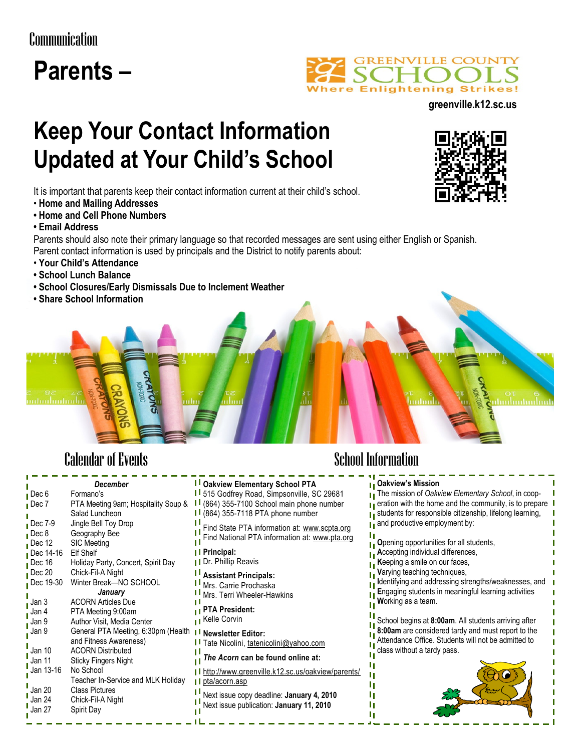Communication

# Parents –

GREENVILLE COUNTY SCHOOLS
Where Enlightening Strikes!

greenville.k12.sc.us

## Keep Your Contact Information Updated at Your Child's School

It is important that parents keep their contact information current at their child's school.

- **Home and Mailing Addresses**
- **Home and Cell Phone Numbers**
- **Email Address**

Parents should also note their primary language so that recorded messages are sent using either English or Spanish.
Parent contact information is used by principals and the District to notify parents about:

- **Your Child's Attendance**
- **School Lunch Balance**
- **School Closures/Early Dismissals Due to Inclement Weather**
- **Share School Information**

## Calendar of Events

| | |
|---|---|
| | ***December*** |
| Dec 6 | Formano's |
| Dec 7 | PTA Meeting 9am; Hospitality Soup & Salad Luncheon |
| Dec 7-9 | Jingle Bell Toy Drop |
| Dec 8 | Geography Bee |
| Dec 12 | SIC Meeting |
| Dec 14-16 | Elf Shelf |
| Dec 16 | Holiday Party, Concert, Spirit Day |
| Dec 20 | Chick-Fil-A Night |
| Dec 19-30 | Winter Break—NO SCHOOL |
| | ***January*** |
| Jan 3 | ACORN Articles Due |
| Jan 4 | PTA Meeting 9:00am |
| Jan 9 | Author Visit, Media Center |
| Jan 9 | General PTA Meeting, 6:30pm (Health and Fitness Awareness) |
| Jan 10 | ACORN Distributed |
| Jan 11 | Sticky Fingers Night |
| Jan 13-16 | No School<br>Teacher In-Service and MLK Holiday |
| Jan 20 | Class Pictures |
| Jan 24 | Chick-Fil-A Night |
| Jan 27 | Spirit Day |

## School Information

**Oakview Elementary School PTA**
515 Godfrey Road, Simpsonville, SC 29681
(864) 355-7100 School main phone number
(864) 355-7118 PTA phone number

Find State PTA information at: www.scpta.org
Find National PTA information at: www.pta.org

**Principal:**
Dr. Phillip Reavis

**Assistant Principals:**
Mrs. Carrie Prochaska
Mrs. Terri Wheeler-Hawkins

**PTA President:**
Kelle Corvin

**Newsletter Editor:**
Tate Nicolini, tatenicolini@yahoo.com

***The Acorn*** **can be found online at:**

http://www.greenville.k12.sc.us/oakview/parents/pta/acorn.asp

Next issue copy deadline: **January 4, 2010**
Next issue publication: **January 11, 2010**

**Oakview's Mission**

The mission of *Oakview Elementary School*, in cooperation with the home and the community, is to prepare students for responsible citizenship, lifelong learning, and productive employment by:

**O**pening opportunities for all students,
**A**ccepting individual differences,
**K**eeping a smile on our faces,
**V**arying teaching techniques,
**I**dentifying and addressing strengths/weaknesses, and
**E**ngaging students in meaningful learning activities
**W**orking as a team.

School begins at **8:00am**. All students arriving after **8:00am** are considered tardy and must report to the Attendance Office. Students will not be admitted to class without a tardy pass.